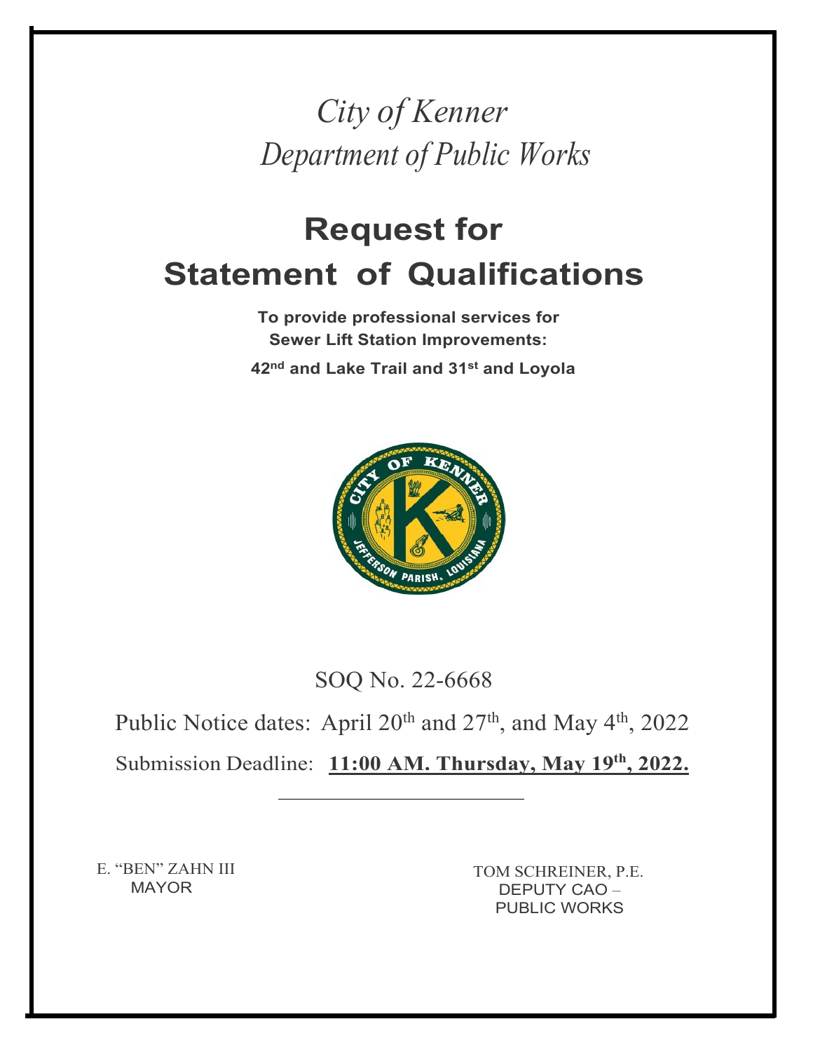*City of Kenner*

*Department of Public Works*

# Request for Statement of Qualifications

**To provide professional services for Sewer Lift Station Improvements:**

**42nd and Lake Trail and 31st and Loyola**

SOQ No. 22-6668

Public Notice dates: April 20th and 27th, and May 4th, 2022

Submission Deadline: **11:00 AM. Thursday, May 19th, 2022.**

E. "BEN" ZAHN III
MAYOR

TOM SCHREINER, P.E.
DEPUTY CAO – PUBLIC WORKS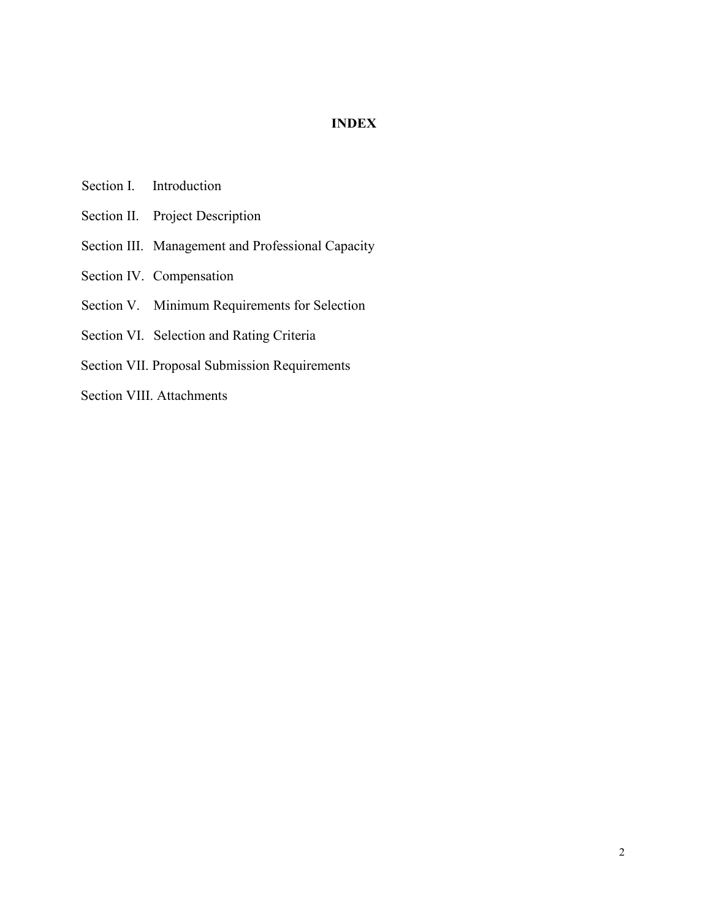# INDEX

Section I. Introduction

Section II. Project Description

Section III. Management and Professional Capacity

Section IV. Compensation

Section V. Minimum Requirements for Selection

Section VI. Selection and Rating Criteria

Section VII. Proposal Submission Requirements

Section VIII. Attachments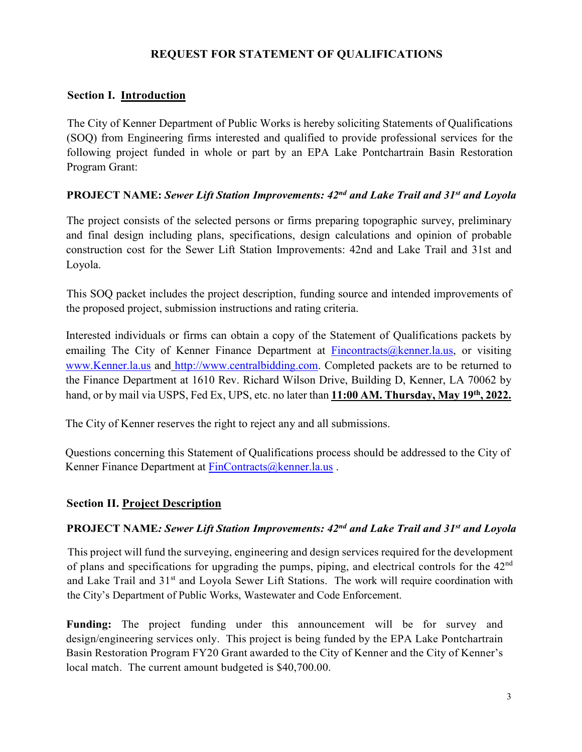## REQUEST FOR STATEMENT OF QUALIFICATIONS

### Section I. <u>Introduction</u>

The City of Kenner Department of Public Works is hereby soliciting Statements of Qualifications (SOQ) from Engineering firms interested and qualified to provide professional services for the following project funded in whole or part by an EPA Lake Pontchartrain Basin Restoration Program Grant:

**PROJECT NAME:** ***Sewer Lift Station Improvements: 42nd and Lake Trail and 31st and Loyola***

The project consists of the selected persons or firms preparing topographic survey, preliminary and final design including plans, specifications, design calculations and opinion of probable construction cost for the Sewer Lift Station Improvements: 42nd and Lake Trail and 31st and Loyola.

This SOQ packet includes the project description, funding source and intended improvements of the proposed project, submission instructions and rating criteria.

Interested individuals or firms can obtain a copy of the Statement of Qualifications packets by emailing The City of Kenner Finance Department at Fincontracts@kenner.la.us, or visiting www.Kenner.la.us and http://www.centralbidding.com. Completed packets are to be returned to the Finance Department at 1610 Rev. Richard Wilson Drive, Building D, Kenner, LA 70062 by hand, or by mail via USPS, Fed Ex, UPS, etc. no later than **<u>11:00 AM. Thursday, May 19th, 2022.</u>**

The City of Kenner reserves the right to reject any and all submissions.

Questions concerning this Statement of Qualifications process should be addressed to the City of Kenner Finance Department at FinContracts@kenner.la.us .

### Section II. <u>Project Description</u>

**PROJECT NAME***: Sewer Lift Station Improvements: 42nd and Lake Trail and 31st and Loyola*

This project will fund the surveying, engineering and design services required for the development of plans and specifications for upgrading the pumps, piping, and electrical controls for the 42nd and Lake Trail and 31st and Loyola Sewer Lift Stations. The work will require coordination with the City's Department of Public Works, Wastewater and Code Enforcement.

**Funding:** The project funding under this announcement will be for survey and design/engineering services only. This project is being funded by the EPA Lake Pontchartrain Basin Restoration Program FY20 Grant awarded to the City of Kenner and the City of Kenner's local match. The current amount budgeted is $40,700.00.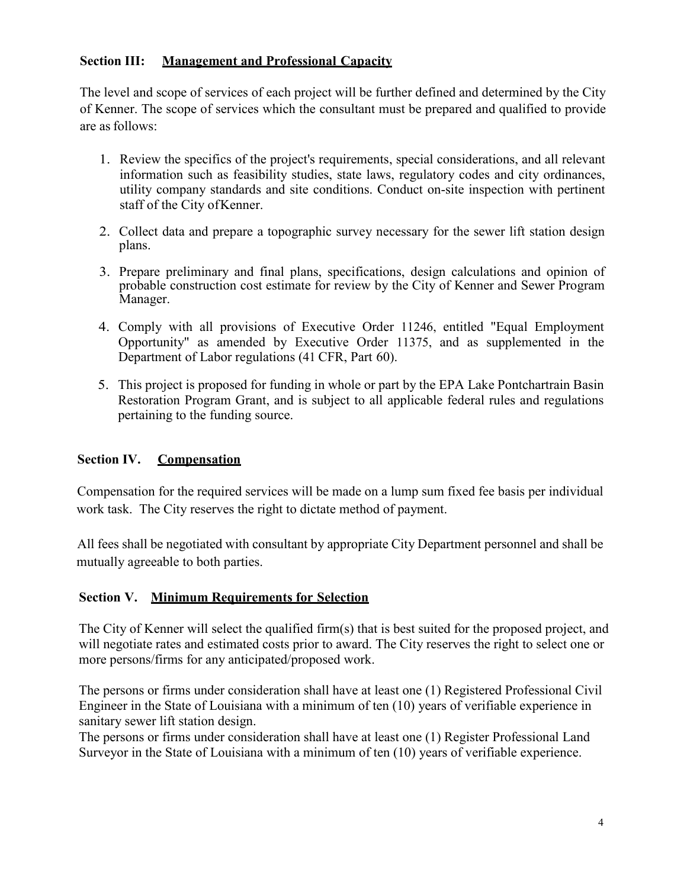### Section III: Management and Professional Capacity

The level and scope of services of each project will be further defined and determined by the City of Kenner. The scope of services which the consultant must be prepared and qualified to provide are as follows:

1. Review the specifics of the project's requirements, special considerations, and all relevant information such as feasibility studies, state laws, regulatory codes and city ordinances, utility company standards and site conditions. Conduct on-site inspection with pertinent staff of the City of Kenner.
2. Collect data and prepare a topographic survey necessary for the sewer lift station design plans.
3. Prepare preliminary and final plans, specifications, design calculations and opinion of probable construction cost estimate for review by the City of Kenner and Sewer Program Manager.
4. Comply with all provisions of Executive Order 11246, entitled "Equal Employment Opportunity" as amended by Executive Order 11375, and as supplemented in the Department of Labor regulations (41 CFR, Part 60).
5. This project is proposed for funding in whole or part by the EPA Lake Pontchartrain Basin Restoration Program Grant, and is subject to all applicable federal rules and regulations pertaining to the funding source.

### Section IV. Compensation

Compensation for the required services will be made on a lump sum fixed fee basis per individual work task. The City reserves the right to dictate method of payment.

All fees shall be negotiated with consultant by appropriate City Department personnel and shall be mutually agreeable to both parties.

### Section V. Minimum Requirements for Selection

The City of Kenner will select the qualified firm(s) that is best suited for the proposed project, and will negotiate rates and estimated costs prior to award. The City reserves the right to select one or more persons/firms for any anticipated/proposed work.

The persons or firms under consideration shall have at least one (1) Registered Professional Civil Engineer in the State of Louisiana with a minimum of ten (10) years of verifiable experience in sanitary sewer lift station design.
The persons or firms under consideration shall have at least one (1) Register Professional Land Surveyor in the State of Louisiana with a minimum of ten (10) years of verifiable experience.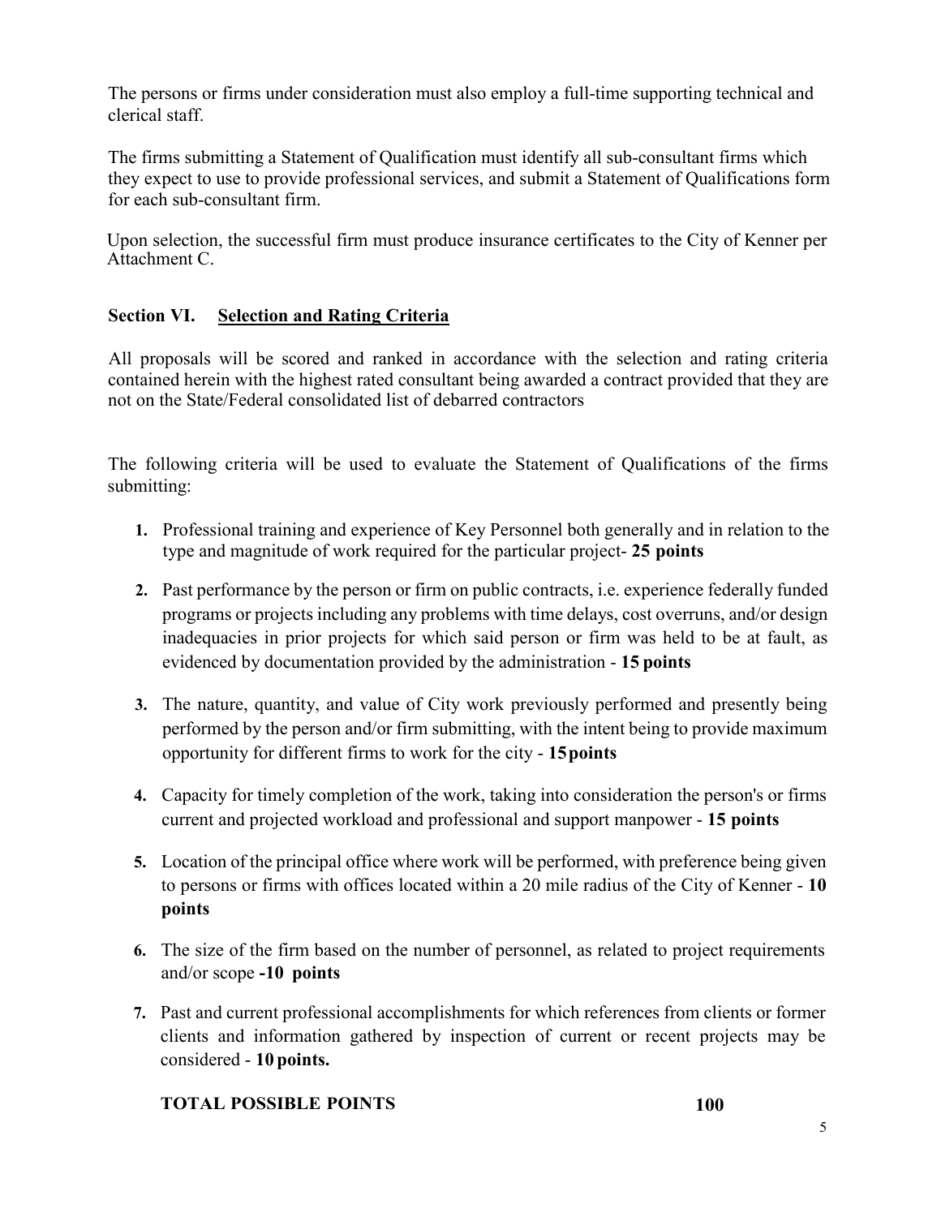The persons or firms under consideration must also employ a full-time supporting technical and clerical staff.

The firms submitting a Statement of Qualification must identify all sub-consultant firms which they expect to use to provide professional services, and submit a Statement of Qualifications form for each sub-consultant firm.

Upon selection, the successful firm must produce insurance certificates to the City of Kenner per Attachment C.

## Section VI. Selection and Rating Criteria

All proposals will be scored and ranked in accordance with the selection and rating criteria contained herein with the highest rated consultant being awarded a contract provided that they are not on the State/Federal consolidated list of debarred contractors

The following criteria will be used to evaluate the Statement of Qualifications of the firms submitting:

1. Professional training and experience of Key Personnel both generally and in relation to the type and magnitude of work required for the particular project- **25 points**
2. Past performance by the person or firm on public contracts, i.e. experience federally funded programs or projects including any problems with time delays, cost overruns, and/or design inadequacies in prior projects for which said person or firm was held to be at fault, as evidenced by documentation provided by the administration - **15 points**
3. The nature, quantity, and value of City work previously performed and presently being performed by the person and/or firm submitting, with the intent being to provide maximum opportunity for different firms to work for the city - **15 points**
4. Capacity for timely completion of the work, taking into consideration the person's or firms current and projected workload and professional and support manpower - **15 points**
5. Location of the principal office where work will be performed, with preference being given to persons or firms with offices located within a 20 mile radius of the City of Kenner - **10 points**
6. The size of the firm based on the number of personnel, as related to project requirements and/or scope **-10 points**
7. Past and current professional accomplishments for which references from clients or former clients and information gathered by inspection of current or recent projects may be considered - **10 points.**

**TOTAL POSSIBLE POINTS** **100**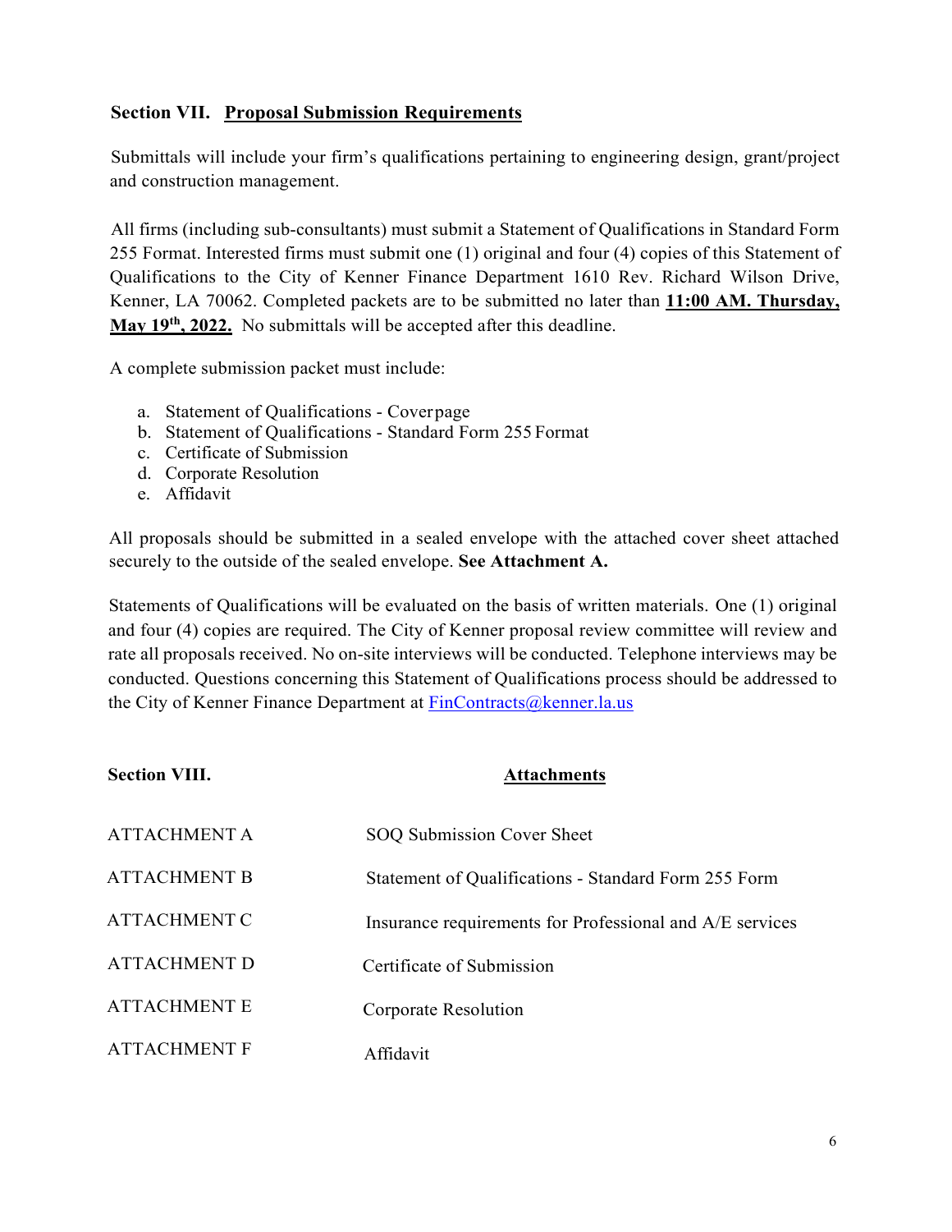## Section VII. Proposal Submission Requirements

Submittals will include your firm's qualifications pertaining to engineering design, grant/project and construction management.

All firms (including sub-consultants) must submit a Statement of Qualifications in Standard Form 255 Format. Interested firms must submit one (1) original and four (4) copies of this Statement of Qualifications to the City of Kenner Finance Department 1610 Rev. Richard Wilson Drive, Kenner, LA 70062. Completed packets are to be submitted no later than **11:00 AM. Thursday, May 19th, 2022.** No submittals will be accepted after this deadline.

A complete submission packet must include:

a. Statement of Qualifications - Coverpage
b. Statement of Qualifications - Standard Form 255 Format
c. Certificate of Submission
d. Corporate Resolution
e. Affidavit

All proposals should be submitted in a sealed envelope with the attached cover sheet attached securely to the outside of the sealed envelope. **See Attachment A.**

Statements of Qualifications will be evaluated on the basis of written materials. One (1) original and four (4) copies are required. The City of Kenner proposal review committee will review and rate all proposals received. No on-site interviews will be conducted. Telephone interviews may be conducted. Questions concerning this Statement of Qualifications process should be addressed to the City of Kenner Finance Department at FinContracts@kenner.la.us

## Section VIII. Attachments

| | |
|---|---|
| ATTACHMENT A | SOQ Submission Cover Sheet |
| ATTACHMENT B | Statement of Qualifications - Standard Form 255 Form |
| ATTACHMENT C | Insurance requirements for Professional and A/E services |
| ATTACHMENT D | Certificate of Submission |
| ATTACHMENT E | Corporate Resolution |
| ATTACHMENT F | Affidavit |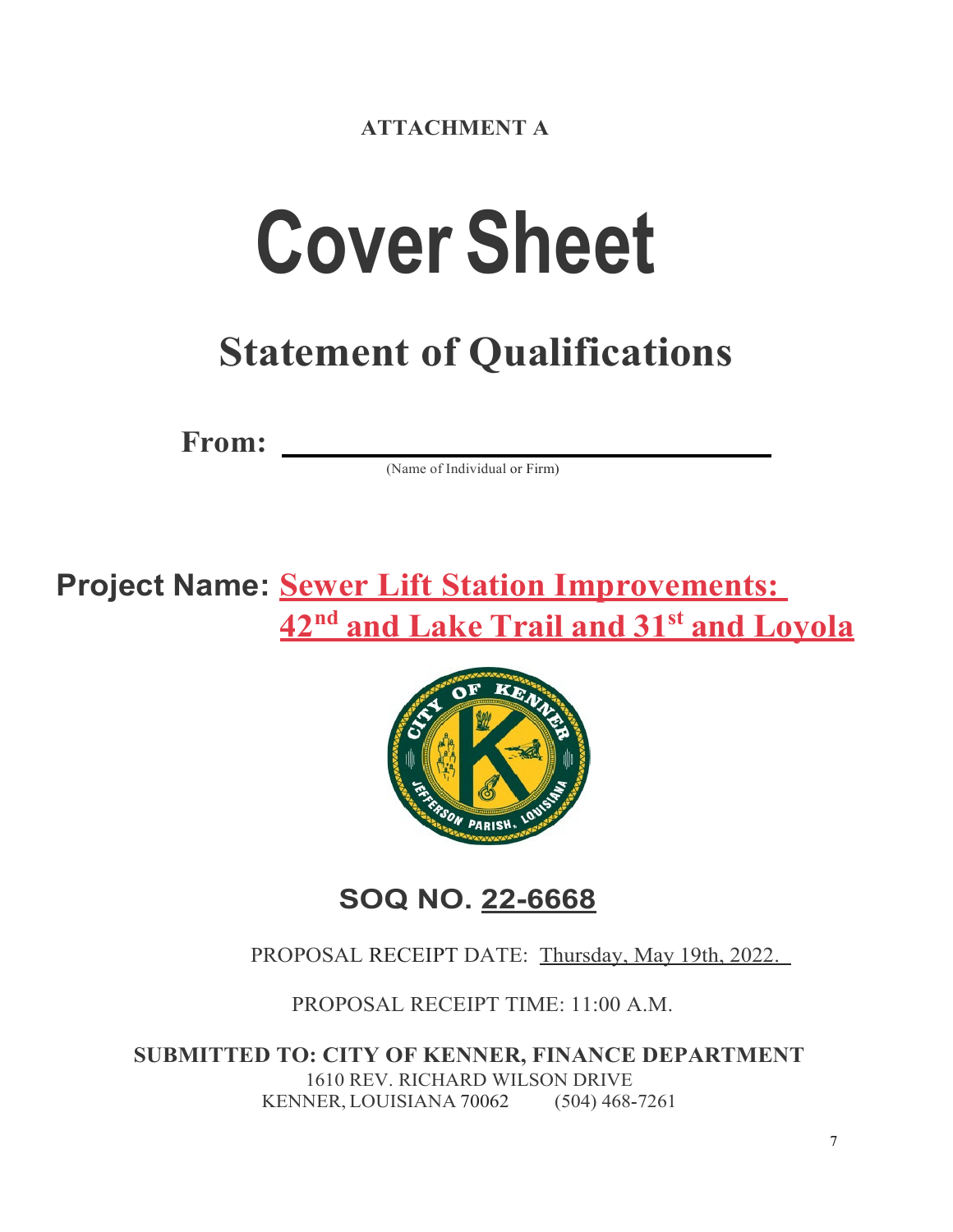**ATTACHMENT A**

# Cover Sheet

## Statement of Qualifications

**From:** ______________________________

(Name of Individual or Firm)

**Project Name: Sewer Lift Station Improvements: 42nd and Lake Trail and 31st and Loyola**

**SOQ NO. 22-6668**

PROPOSAL RECEIPT DATE: Thursday, May 19th, 2022.

PROPOSAL RECEIPT TIME: 11:00 A.M.

**SUBMITTED TO: CITY OF KENNER, FINANCE DEPARTMENT**

1610 REV. RICHARD WILSON DRIVE

KENNER, LOUISIANA 70062 (504) 468-7261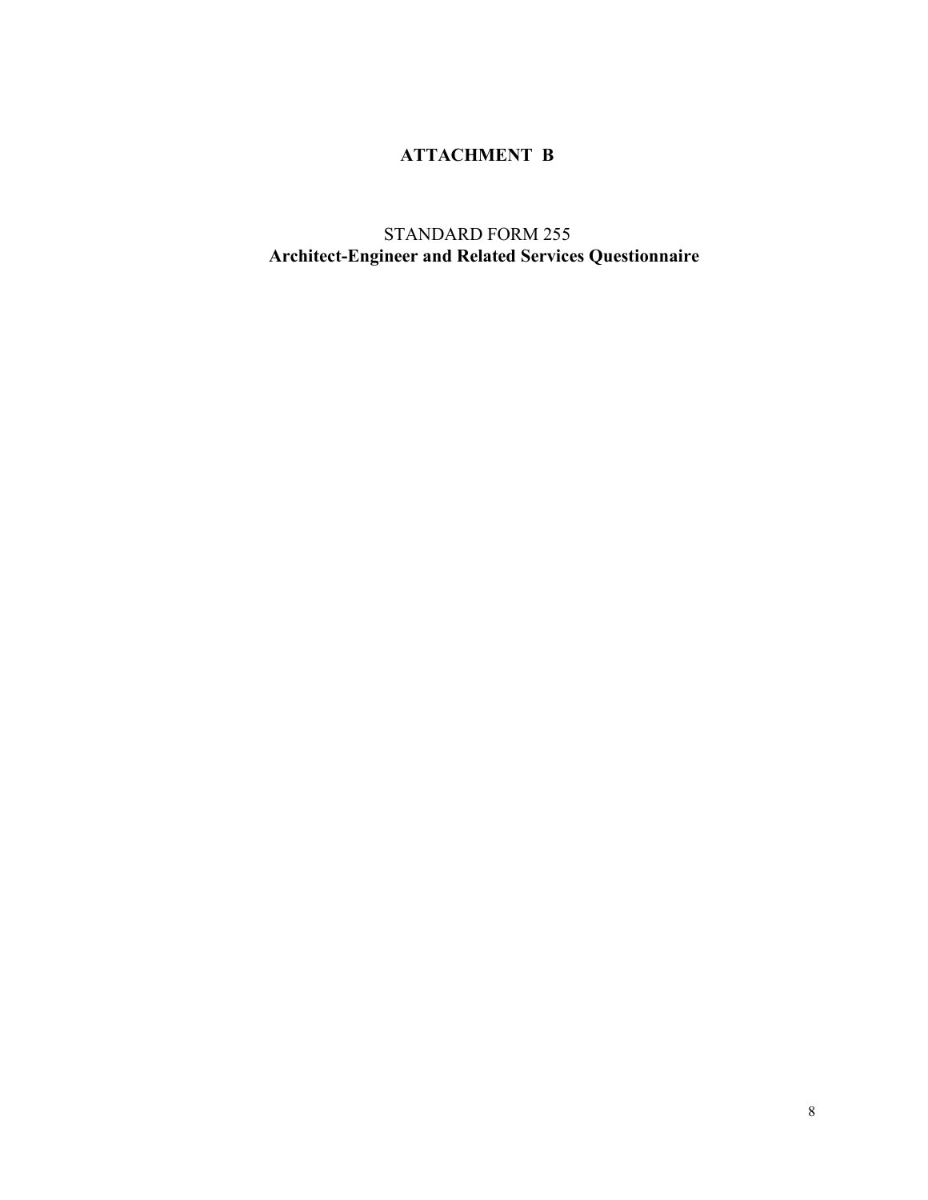# ATTACHMENT B

STANDARD FORM 255

**Architect-Engineer and Related Services Questionnaire**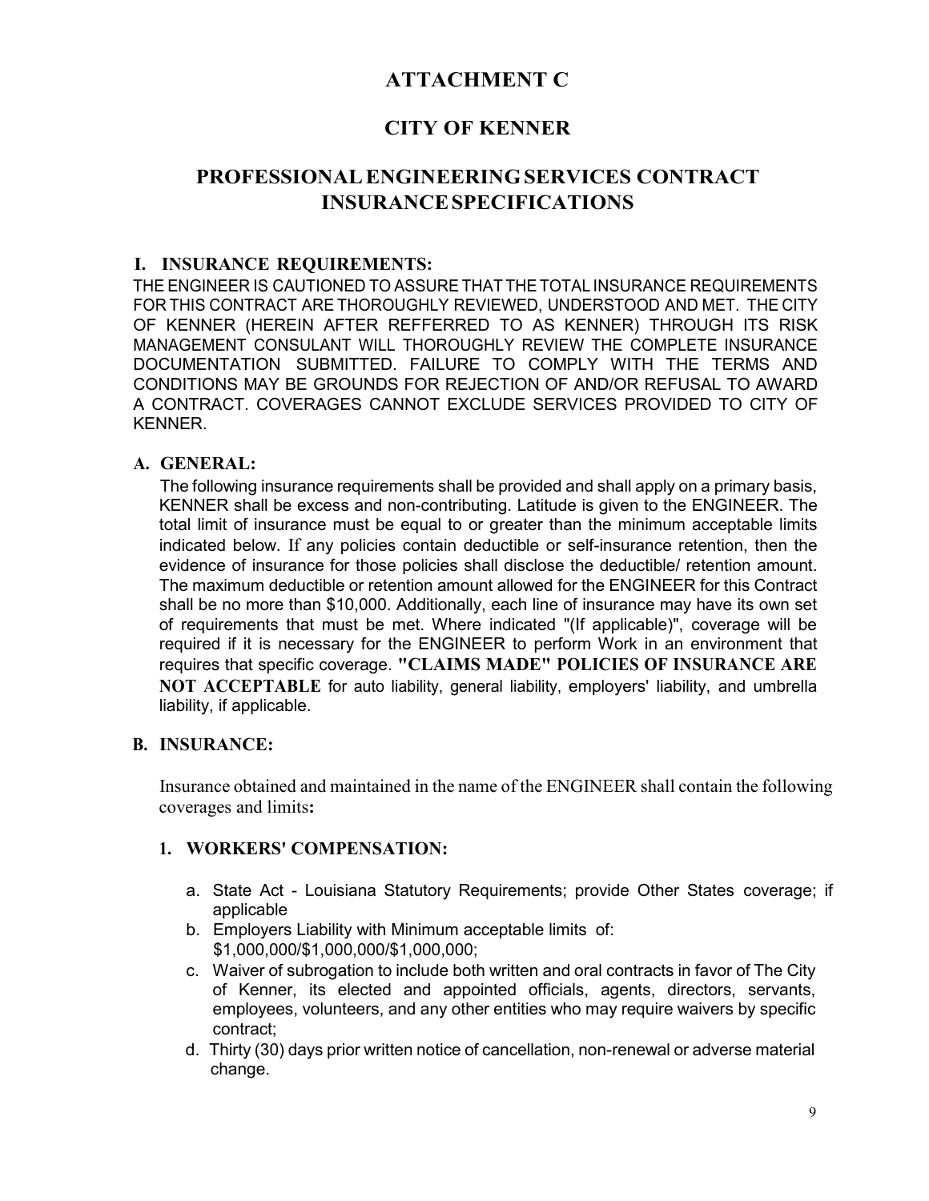# ATTACHMENT C

# CITY OF KENNER

# PROFESSIONAL ENGINEERING SERVICES CONTRACT INSURANCE SPECIFICATIONS

## I. INSURANCE REQUIREMENTS:

THE ENGINEER IS CAUTIONED TO ASSURE THAT THE TOTAL INSURANCE REQUIREMENTS FOR THIS CONTRACT ARE THOROUGHLY REVIEWED, UNDERSTOOD AND MET. THE CITY OF KENNER (HEREIN AFTER REFFERRED TO AS KENNER) THROUGH ITS RISK MANAGEMENT CONSULANT WILL THOROUGHLY REVIEW THE COMPLETE INSURANCE DOCUMENTATION SUBMITTED. FAILURE TO COMPLY WITH THE TERMS AND CONDITIONS MAY BE GROUNDS FOR REJECTION OF AND/OR REFUSAL TO AWARD A CONTRACT. COVERAGES CANNOT EXCLUDE SERVICES PROVIDED TO CITY OF KENNER.

### A. GENERAL:

The following insurance requirements shall be provided and shall apply on a primary basis, KENNER shall be excess and non-contributing. Latitude is given to the ENGINEER. The total limit of insurance must be equal to or greater than the minimum acceptable limits indicated below. If any policies contain deductible or self-insurance retention, then the evidence of insurance for those policies shall disclose the deductible/ retention amount. The maximum deductible or retention amount allowed for the ENGINEER for this Contract shall be no more than $10,000. Additionally, each line of insurance may have its own set of requirements that must be met. Where indicated "(If applicable)", coverage will be required if it is necessary for the ENGINEER to perform Work in an environment that requires that specific coverage. **"CLAIMS MADE" POLICIES OF INSURANCE ARE NOT ACCEPTABLE** for auto liability, general liability, employers' liability, and umbrella liability, if applicable.

### B. INSURANCE:

Insurance obtained and maintained in the name of the ENGINEER shall contain the following coverages and limits**:**

#### 1. WORKERS' COMPENSATION:

a. State Act - Louisiana Statutory Requirements; provide Other States coverage; if applicable
b. Employers Liability with Minimum acceptable limits of: $1,000,000/$1,000,000/$1,000,000;
c. Waiver of subrogation to include both written and oral contracts in favor of The City of Kenner, its elected and appointed officials, agents, directors, servants, employees, volunteers, and any other entities who may require waivers by specific contract;
d. Thirty (30) days prior written notice of cancellation, non-renewal or adverse material change.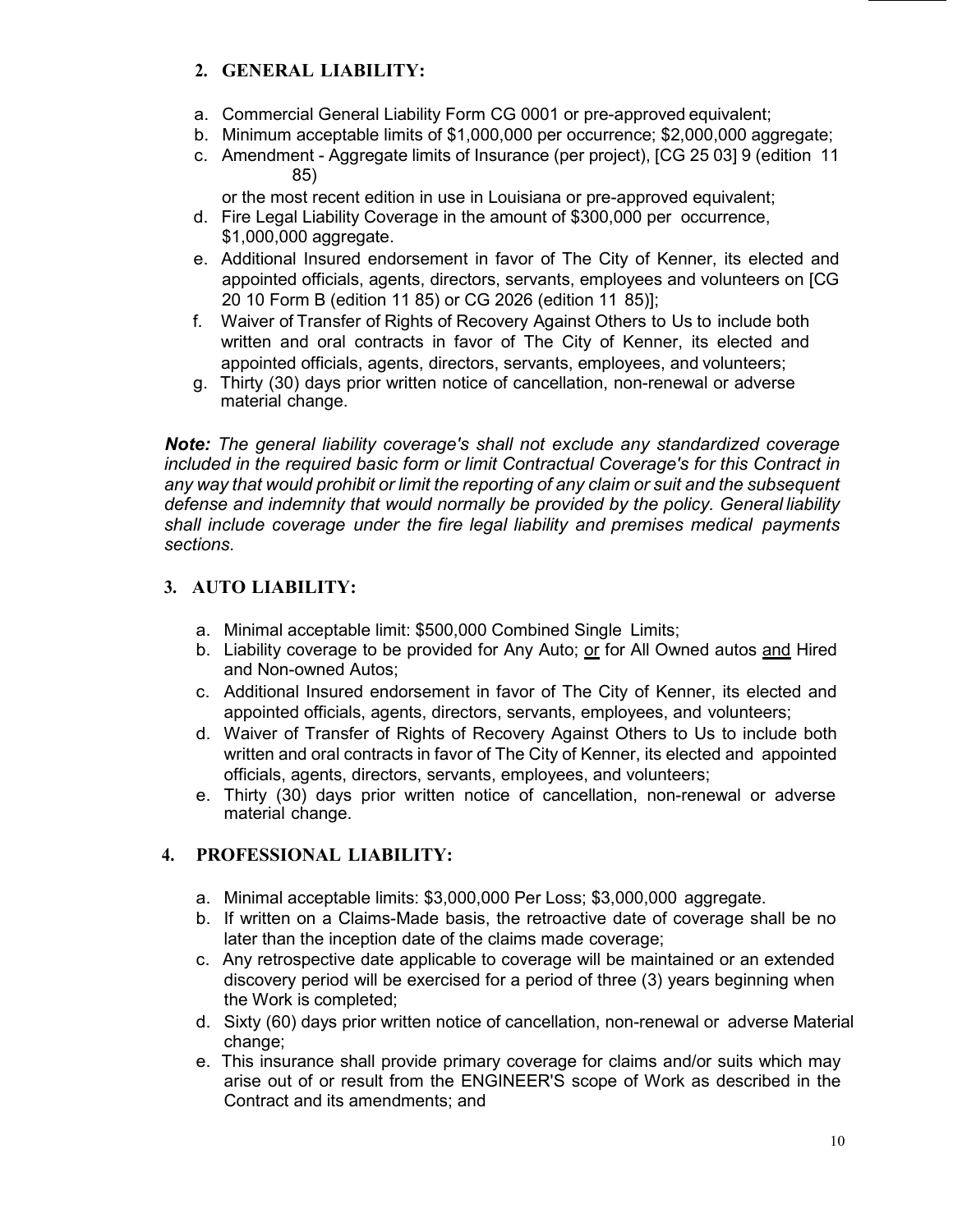## 2. GENERAL LIABILITY:

a. Commercial General Liability Form CG 0001 or pre-approved equivalent;
b. Minimum acceptable limits of $1,000,000 per occurrence; $2,000,000 aggregate;
c. Amendment - Aggregate limits of Insurance (per project), [CG 25 03] 9 (edition 11 85)
   or the most recent edition in use in Louisiana or pre-approved equivalent;
d. Fire Legal Liability Coverage in the amount of $300,000 per occurrence, $1,000,000 aggregate.
e. Additional Insured endorsement in favor of The City of Kenner, its elected and appointed officials, agents, directors, servants, employees and volunteers on [CG 20 10 Form B (edition 11 85) or CG 2026 (edition 11 85)];
f. Waiver of Transfer of Rights of Recovery Against Others to Us to include both written and oral contracts in favor of The City of Kenner, its elected and appointed officials, agents, directors, servants, employees, and volunteers;
g. Thirty (30) days prior written notice of cancellation, non-renewal or adverse material change.

***Note:*** *The general liability coverage's shall not exclude any standardized coverage included in the required basic form or limit Contractual Coverage's for this Contract in any way that would prohibit or limit the reporting of any claim or suit and the subsequent defense and indemnity that would normally be provided by the policy. General liability shall include coverage under the fire legal liability and premises medical payments sections.*

## 3. AUTO LIABILITY:

a. Minimal acceptable limit: $500,000 Combined Single Limits;
b. Liability coverage to be provided for Any Auto; <u>or</u> for All Owned autos <u>and</u> Hired and Non-owned Autos;
c. Additional Insured endorsement in favor of The City of Kenner, its elected and appointed officials, agents, directors, servants, employees, and volunteers;
d. Waiver of Transfer of Rights of Recovery Against Others to Us to include both written and oral contracts in favor of The City of Kenner, its elected and appointed officials, agents, directors, servants, employees, and volunteers;
e. Thirty (30) days prior written notice of cancellation, non-renewal or adverse material change.

## 4. PROFESSIONAL LIABILITY:

a. Minimal acceptable limits: $3,000,000 Per Loss; $3,000,000 aggregate.
b. If written on a Claims-Made basis, the retroactive date of coverage shall be no later than the inception date of the claims made coverage;
c. Any retrospective date applicable to coverage will be maintained or an extended discovery period will be exercised for a period of three (3) years beginning when the Work is completed;
d. Sixty (60) days prior written notice of cancellation, non-renewal or adverse Material change;
e. This insurance shall provide primary coverage for claims and/or suits which may arise out of or result from the ENGINEER'S scope of Work as described in the Contract and its amendments; and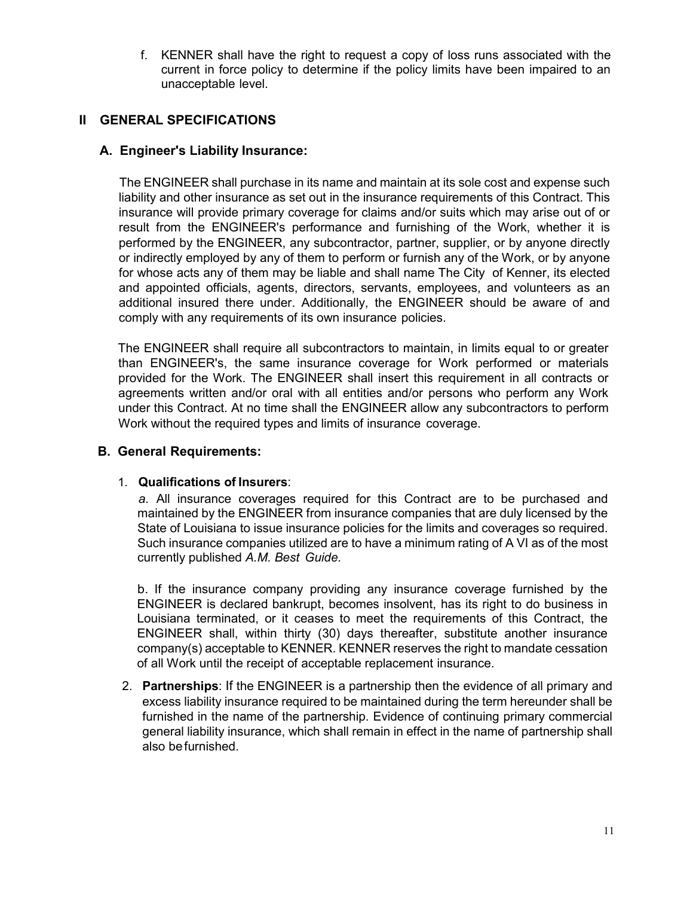f. KENNER shall have the right to request a copy of loss runs associated with the current in force policy to determine if the policy limits have been impaired to an unacceptable level.

## II GENERAL SPECIFICATIONS

### A. Engineer's Liability Insurance:

The ENGINEER shall purchase in its name and maintain at its sole cost and expense such liability and other insurance as set out in the insurance requirements of this Contract. This insurance will provide primary coverage for claims and/or suits which may arise out of or result from the ENGINEER's performance and furnishing of the Work, whether it is performed by the ENGINEER, any subcontractor, partner, supplier, or by anyone directly or indirectly employed by any of them to perform or furnish any of the Work, or by anyone for whose acts any of them may be liable and shall name The City of Kenner, its elected and appointed officials, agents, directors, servants, employees, and volunteers as an additional insured there under. Additionally, the ENGINEER should be aware of and comply with any requirements of its own insurance policies.

The ENGINEER shall require all subcontractors to maintain, in limits equal to or greater than ENGINEER's, the same insurance coverage for Work performed or materials provided for the Work. The ENGINEER shall insert this requirement in all contracts or agreements written and/or oral with all entities and/or persons who perform any Work under this Contract. At no time shall the ENGINEER allow any subcontractors to perform Work without the required types and limits of insurance coverage.

### B. General Requirements:

1. **Qualifications of Insurers**:

   *a.* All insurance coverages required for this Contract are to be purchased and maintained by the ENGINEER from insurance companies that are duly licensed by the State of Louisiana to issue insurance policies for the limits and coverages so required. Such insurance companies utilized are to have a minimum rating of A VI as of the most currently published *A.M. Best Guide.*

   b. If the insurance company providing any insurance coverage furnished by the ENGINEER is declared bankrupt, becomes insolvent, has its right to do business in Louisiana terminated, or it ceases to meet the requirements of this Contract, the ENGINEER shall, within thirty (30) days thereafter, substitute another insurance company(s) acceptable to KENNER. KENNER reserves the right to mandate cessation of all Work until the receipt of acceptable replacement insurance.

2. **Partnerships**: If the ENGINEER is a partnership then the evidence of all primary and excess liability insurance required to be maintained during the term hereunder shall be furnished in the name of the partnership. Evidence of continuing primary commercial general liability insurance, which shall remain in effect in the name of partnership shall also be furnished.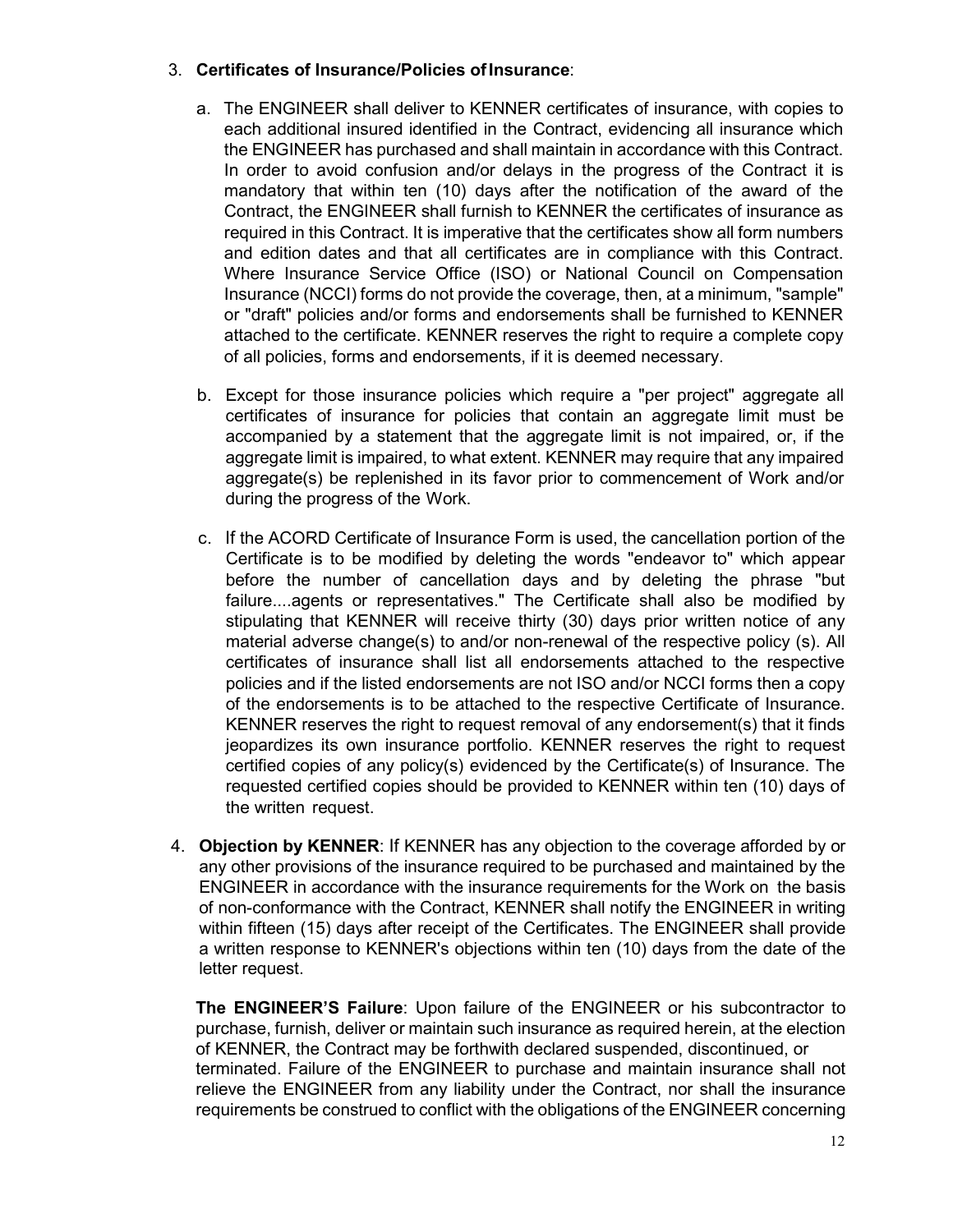3. **Certificates of Insurance/Policies of Insurance**:

   a. The ENGINEER shall deliver to KENNER certificates of insurance, with copies to each additional insured identified in the Contract, evidencing all insurance which the ENGINEER has purchased and shall maintain in accordance with this Contract. In order to avoid confusion and/or delays in the progress of the Contract it is mandatory that within ten (10) days after the notification of the award of the Contract, the ENGINEER shall furnish to KENNER the certificates of insurance as required in this Contract. It is imperative that the certificates show all form numbers and edition dates and that all certificates are in compliance with this Contract. Where Insurance Service Office (ISO) or National Council on Compensation Insurance (NCCI) forms do not provide the coverage, then, at a minimum, "sample" or "draft" policies and/or forms and endorsements shall be furnished to KENNER attached to the certificate. KENNER reserves the right to require a complete copy of all policies, forms and endorsements, if it is deemed necessary.

   b. Except for those insurance policies which require a "per project" aggregate all certificates of insurance for policies that contain an aggregate limit must be accompanied by a statement that the aggregate limit is not impaired, or, if the aggregate limit is impaired, to what extent. KENNER may require that any impaired aggregate(s) be replenished in its favor prior to commencement of Work and/or during the progress of the Work.

   c. If the ACORD Certificate of Insurance Form is used, the cancellation portion of the Certificate is to be modified by deleting the words "endeavor to" which appear before the number of cancellation days and by deleting the phrase "but failure....agents or representatives." The Certificate shall also be modified by stipulating that KENNER will receive thirty (30) days prior written notice of any material adverse change(s) to and/or non-renewal of the respective policy (s). All certificates of insurance shall list all endorsements attached to the respective policies and if the listed endorsements are not ISO and/or NCCI forms then a copy of the endorsements is to be attached to the respective Certificate of Insurance. KENNER reserves the right to request removal of any endorsement(s) that it finds jeopardizes its own insurance portfolio. KENNER reserves the right to request certified copies of any policy(s) evidenced by the Certificate(s) of Insurance. The requested certified copies should be provided to KENNER within ten (10) days of the written request.

4. **Objection by KENNER**: If KENNER has any objection to the coverage afforded by or any other provisions of the insurance required to be purchased and maintained by the ENGINEER in accordance with the insurance requirements for the Work on the basis of non-conformance with the Contract, KENNER shall notify the ENGINEER in writing within fifteen (15) days after receipt of the Certificates. The ENGINEER shall provide a written response to KENNER's objections within ten (10) days from the date of the letter request.

   **The ENGINEER'S Failure**: Upon failure of the ENGINEER or his subcontractor to purchase, furnish, deliver or maintain such insurance as required herein, at the election of KENNER, the Contract may be forthwith declared suspended, discontinued, or terminated. Failure of the ENGINEER to purchase and maintain insurance shall not relieve the ENGINEER from any liability under the Contract, nor shall the insurance requirements be construed to conflict with the obligations of the ENGINEER concerning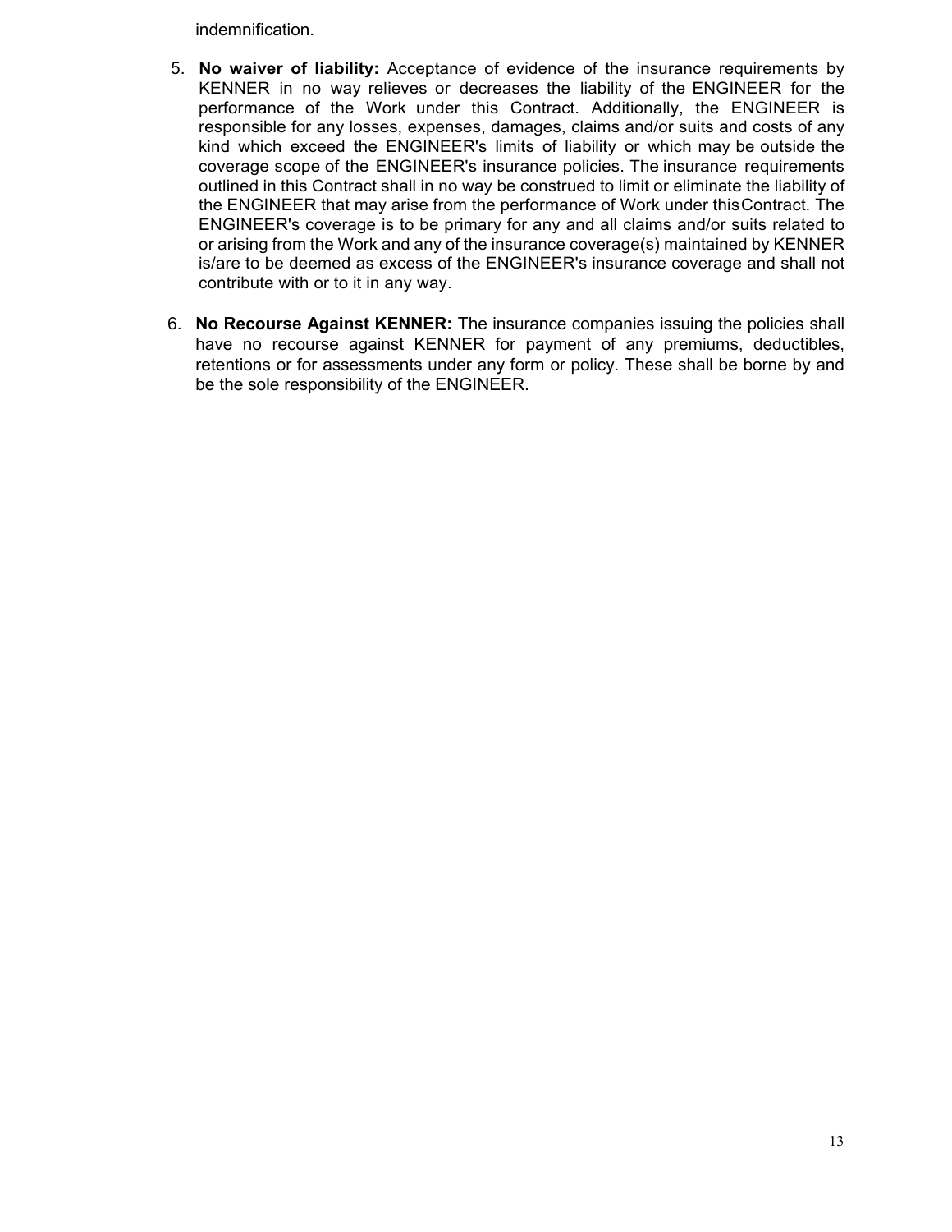indemnification.

5. **No waiver of liability:** Acceptance of evidence of the insurance requirements by KENNER in no way relieves or decreases the liability of the ENGINEER for the performance of the Work under this Contract. Additionally, the ENGINEER is responsible for any losses, expenses, damages, claims and/or suits and costs of any kind which exceed the ENGINEER's limits of liability or which may be outside the coverage scope of the ENGINEER's insurance policies. The insurance requirements outlined in this Contract shall in no way be construed to limit or eliminate the liability of the ENGINEER that may arise from the performance of Work under this Contract. The ENGINEER's coverage is to be primary for any and all claims and/or suits related to or arising from the Work and any of the insurance coverage(s) maintained by KENNER is/are to be deemed as excess of the ENGINEER's insurance coverage and shall not contribute with or to it in any way.

6. **No Recourse Against KENNER:** The insurance companies issuing the policies shall have no recourse against KENNER for payment of any premiums, deductibles, retentions or for assessments under any form or policy. These shall be borne by and be the sole responsibility of the ENGINEER.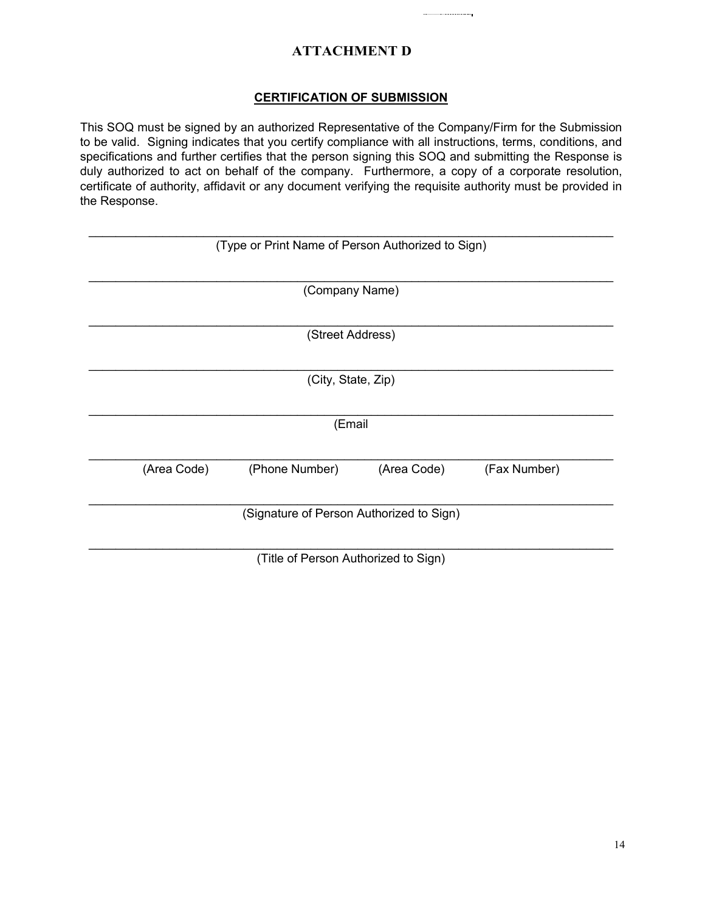# ATTACHMENT D

## CERTIFICATION OF SUBMISSION

This SOQ must be signed by an authorized Representative of the Company/Firm for the Submission to be valid. Signing indicates that you certify compliance with all instructions, terms, conditions, and specifications and further certifies that the person signing this SOQ and submitting the Response is duly authorized to act on behalf of the company. Furthermore, a copy of a corporate resolution, certificate of authority, affidavit or any document verifying the requisite authority must be provided in the Response.

\_\_\_\_\_\_\_\_\_\_\_\_\_\_\_\_\_\_\_\_\_\_\_\_\_\_\_\_\_\_\_\_\_\_\_\_\_\_\_\_\_\_\_\_\_\_\_\_\_\_\_\_\_\_\_\_\_\_\_\_\_\_\_\_\_\_\_\_\_\_

(Type or Print Name of Person Authorized to Sign)

\_\_\_\_\_\_\_\_\_\_\_\_\_\_\_\_\_\_\_\_\_\_\_\_\_\_\_\_\_\_\_\_\_\_\_\_\_\_\_\_\_\_\_\_\_\_\_\_\_\_\_\_\_\_\_\_\_\_\_\_\_\_\_\_\_\_\_\_\_\_

(Company Name)

\_\_\_\_\_\_\_\_\_\_\_\_\_\_\_\_\_\_\_\_\_\_\_\_\_\_\_\_\_\_\_\_\_\_\_\_\_\_\_\_\_\_\_\_\_\_\_\_\_\_\_\_\_\_\_\_\_\_\_\_\_\_\_\_\_\_\_\_\_\_

(Street Address)

\_\_\_\_\_\_\_\_\_\_\_\_\_\_\_\_\_\_\_\_\_\_\_\_\_\_\_\_\_\_\_\_\_\_\_\_\_\_\_\_\_\_\_\_\_\_\_\_\_\_\_\_\_\_\_\_\_\_\_\_\_\_\_\_\_\_\_\_\_\_

(City, State, Zip)

\_\_\_\_\_\_\_\_\_\_\_\_\_\_\_\_\_\_\_\_\_\_\_\_\_\_\_\_\_\_\_\_\_\_\_\_\_\_\_\_\_\_\_\_\_\_\_\_\_\_\_\_\_\_\_\_\_\_\_\_\_\_\_\_\_\_\_\_\_\_

(Email

\_\_\_\_\_\_\_\_\_\_\_\_\_\_\_\_\_\_\_\_\_\_\_\_\_\_\_\_\_\_\_\_\_\_\_\_\_\_\_\_\_\_\_\_\_\_\_\_\_\_\_\_\_\_\_\_\_\_\_\_\_\_\_\_\_\_\_\_\_\_

(Area Code) (Phone Number) (Area Code) (Fax Number)

\_\_\_\_\_\_\_\_\_\_\_\_\_\_\_\_\_\_\_\_\_\_\_\_\_\_\_\_\_\_\_\_\_\_\_\_\_\_\_\_\_\_\_\_\_\_\_\_\_\_\_\_\_\_\_\_\_\_\_\_\_\_\_\_\_\_\_\_\_\_

(Signature of Person Authorized to Sign)

\_\_\_\_\_\_\_\_\_\_\_\_\_\_\_\_\_\_\_\_\_\_\_\_\_\_\_\_\_\_\_\_\_\_\_\_\_\_\_\_\_\_\_\_\_\_\_\_\_\_\_\_\_\_\_\_\_\_\_\_\_\_\_\_\_\_\_\_\_\_

(Title of Person Authorized to Sign)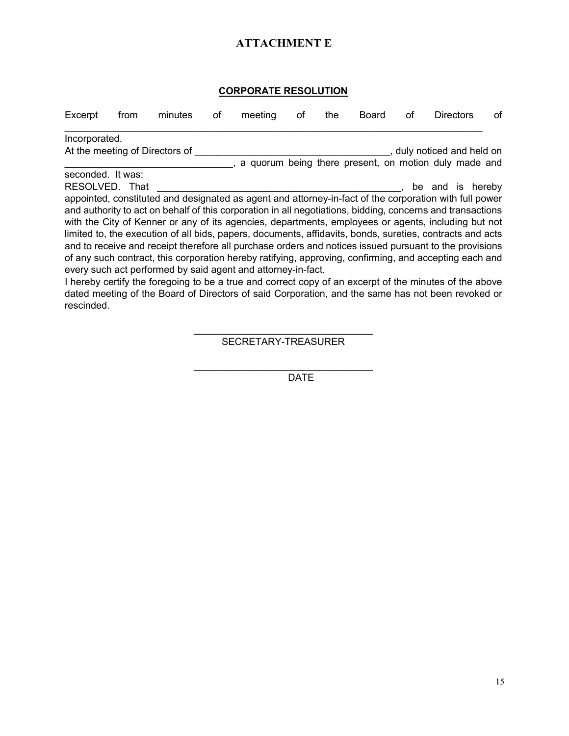# ATTACHMENT E

## CORPORATE RESOLUTION

Excerpt from minutes of meeting of the Board of Directors of \_\_\_\_\_\_\_\_\_\_\_\_\_\_\_\_\_\_\_\_\_\_\_\_\_\_\_\_\_\_\_\_\_\_\_\_\_\_\_\_\_\_\_\_\_\_\_\_\_\_\_\_\_\_\_\_\_\_\_\_\_\_\_\_\_\_\_\_\_\_\_\_\_\_\_\_\_\_

Incorporated.

At the meeting of Directors of \_\_\_\_\_\_\_\_\_\_\_\_\_\_\_\_\_\_\_\_\_\_\_\_\_\_\_\_\_\_\_\_\_\_\_\_\_, duly noticed and held on \_\_\_\_\_\_\_\_\_\_\_\_\_\_\_\_\_\_\_\_\_\_\_\_\_\_\_\_\_\_\_, a quorum being there present, on motion duly made and seconded. It was:

RESOLVED. That \_\_\_\_\_\_\_\_\_\_\_\_\_\_\_\_\_\_\_\_\_\_\_\_\_\_\_\_\_\_\_\_\_\_\_\_\_\_\_\_\_\_\_\_\_\_, be and is hereby appointed, constituted and designated as agent and attorney-in-fact of the corporation with full power and authority to act on behalf of this corporation in all negotiations, bidding, concerns and transactions with the City of Kenner or any of its agencies, departments, employees or agents, including but not limited to, the execution of all bids, papers, documents, affidavits, bonds, sureties, contracts and acts and to receive and receipt therefore all purchase orders and notices issued pursuant to the provisions of any such contract, this corporation hereby ratifying, approving, confirming, and accepting each and every such act performed by said agent and attorney-in-fact.

I hereby certify the foregoing to be a true and correct copy of an excerpt of the minutes of the above dated meeting of the Board of Directors of said Corporation, and the same has not been revoked or rescinded.

\_\_\_\_\_\_\_\_\_\_\_\_\_\_\_\_\_\_\_\_\_\_\_\_\_\_\_\_\_\_\_\_\_\_\_\_
SECRETARY-TREASURER

\_\_\_\_\_\_\_\_\_\_\_\_\_\_\_\_\_\_\_\_\_\_\_\_\_\_\_\_\_\_\_\_\_\_\_\_
DATE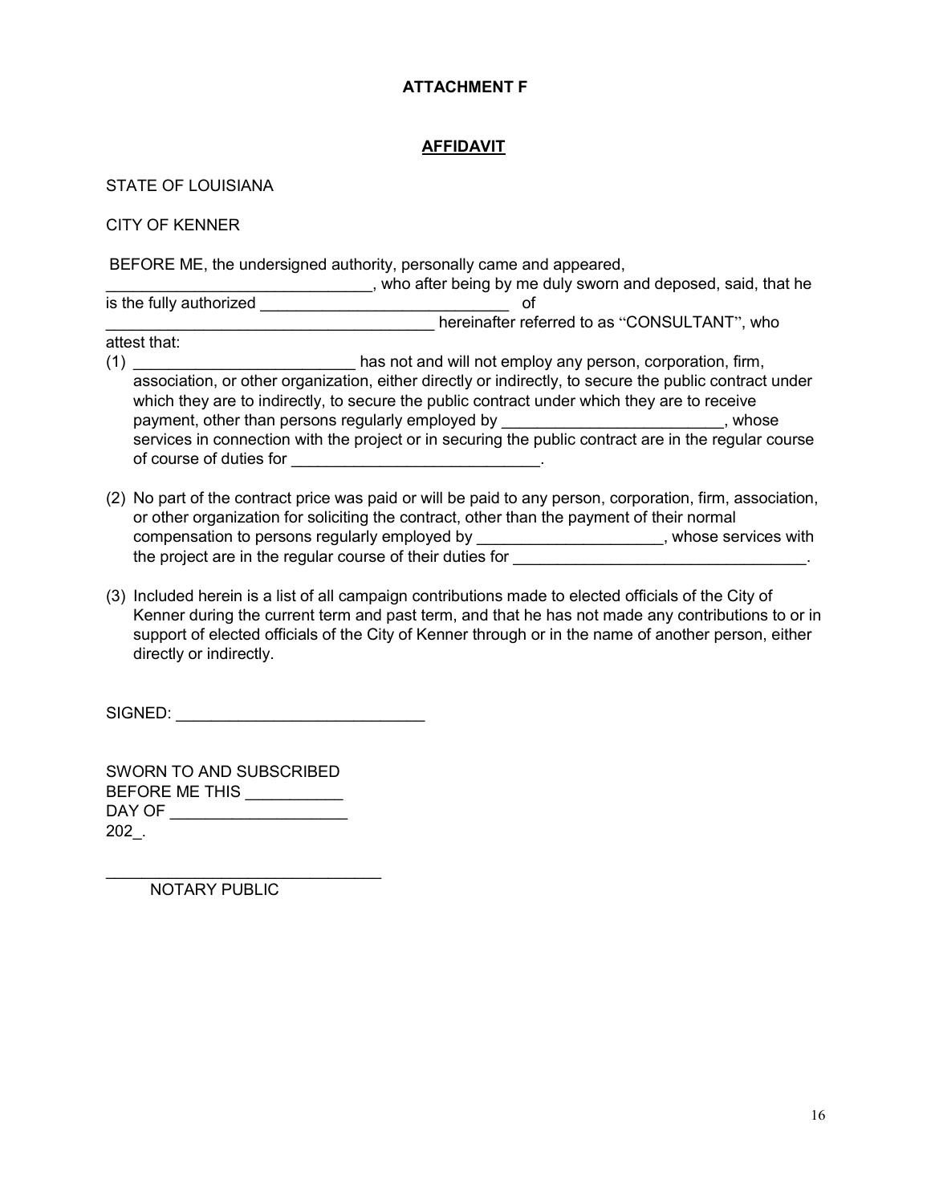**ATTACHMENT F**

**AFFIDAVIT**

STATE OF LOUISIANA

CITY OF KENNER

BEFORE ME, the undersigned authority, personally came and appeared, ______________________________, who after being by me duly sworn and deposed, said, that he is the fully authorized ____________________________ of ______________________________________ hereinafter referred to as "CONSULTANT", who attest that:

(1) _________________________ has not and will not employ any person, corporation, firm, association, or other organization, either directly or indirectly, to secure the public contract under which they are to indirectly, to secure the public contract under which they are to receive payment, other than persons regularly employed by _________________________, whose services in connection with the project or in securing the public contract are in the regular course of course of duties for _____________________________.

(2) No part of the contract price was paid or will be paid to any person, corporation, firm, association, or other organization for soliciting the contract, other than the payment of their normal compensation to persons regularly employed by _____________________, whose services with the project are in the regular course of their duties for _________________________________.

(3) Included herein is a list of all campaign contributions made to elected officials of the City of Kenner during the current term and past term, and that he has not made any contributions to or in support of elected officials of the City of Kenner through or in the name of another person, either directly or indirectly.

SIGNED: ____________________________

SWORN TO AND SUBSCRIBED
BEFORE ME THIS ___________
DAY OF ____________________
202_.

_______________________________
NOTARY PUBLIC